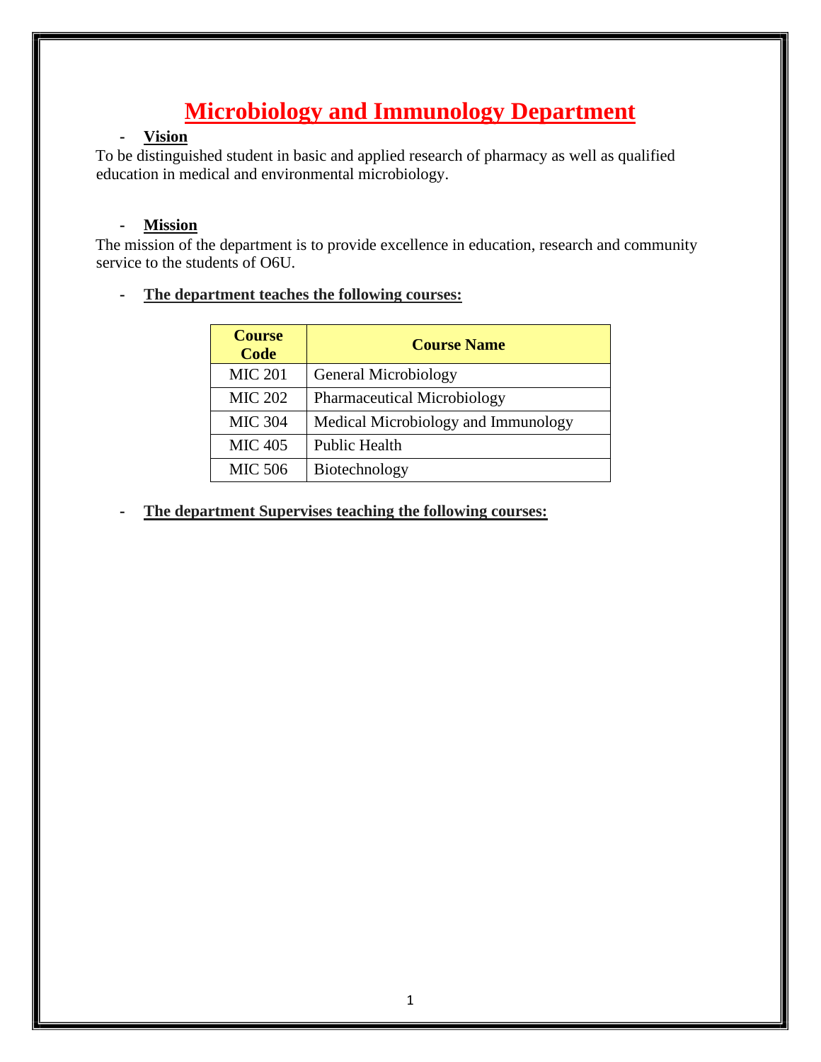# Microbiology and Immunology Department

- **Vision**

To be distinguished student in basic and applied research of pharmacy as well as qualified education in medical and environmental microbiology.

- **Mission**

The mission of the department is to provide excellence in education, research and community service to the students of O6U.

- **The department teaches the following courses:**

| Course Code | Course Name |
|---|---|
| MIC 201 | General Microbiology |
| MIC 202 | Pharmaceutical Microbiology |
| MIC 304 | Medical Microbiology and Immunology |
| MIC 405 | Public Health |
| MIC 506 | Biotechnology |

- **The department Supervises teaching the following courses:**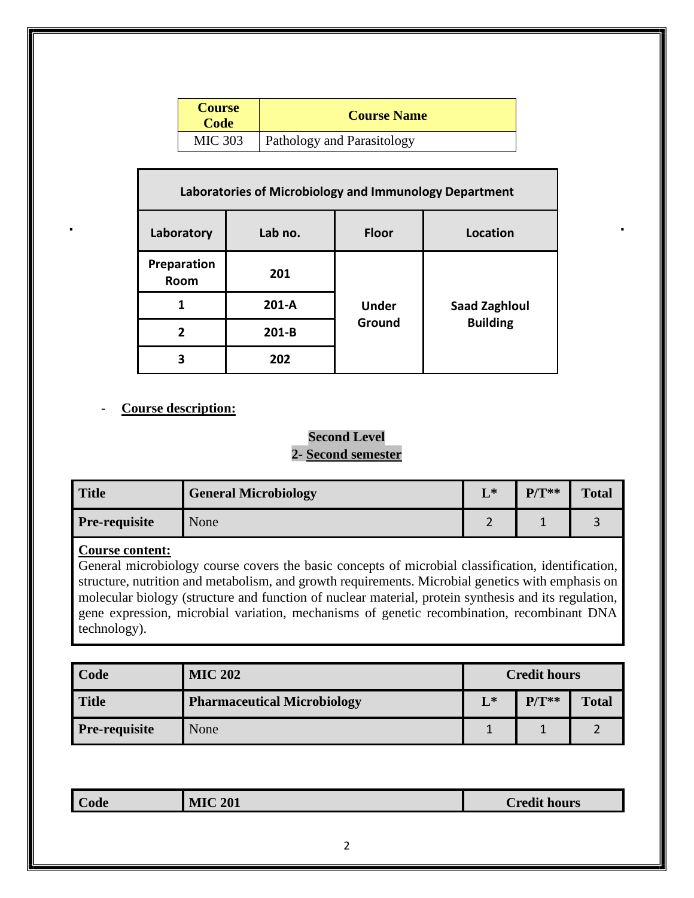| Course Code | Course Name |
|---|---|
| MIC 303 | Pathology and Parasitology |

| Laboratories of Microbiology and Immunology Department | | | |
|---|---|---|---|
| **Laboratory** | **Lab no.** | **Floor** | **Location** |
| **Preparation Room** | **201** | **Under Ground** | **Saad Zaghloul Building** |
| **1** | **201-A** | | |
| **2** | **201-B** | | |
| **3** | **202** | | |

- **Course description:**

**Second Level**
**2- Second semester**

| **Title** | **General Microbiology** | **L*** | **P/T**** | **Total** |
|---|---|---|---|---|
| **Pre-requisite** | None | 2 | 1 | 3 |

**Course content:**
General microbiology course covers the basic concepts of microbial classification, identification, structure, nutrition and metabolism, and growth requirements. Microbial genetics with emphasis on molecular biology (structure and function of nuclear material, protein synthesis and its regulation, gene expression, microbial variation, mechanisms of genetic recombination, recombinant DNA technology).

| **Code** | **MIC 202** | **Credit hours** | | |
|---|---|---|---|---|
| **Title** | **Pharmaceutical Microbiology** | **L*** | **P/T**** | **Total** |
| **Pre-requisite** | None | 1 | 1 | 2 |

| **Code** | **MIC 201** | **Credit hours** |
|---|---|---|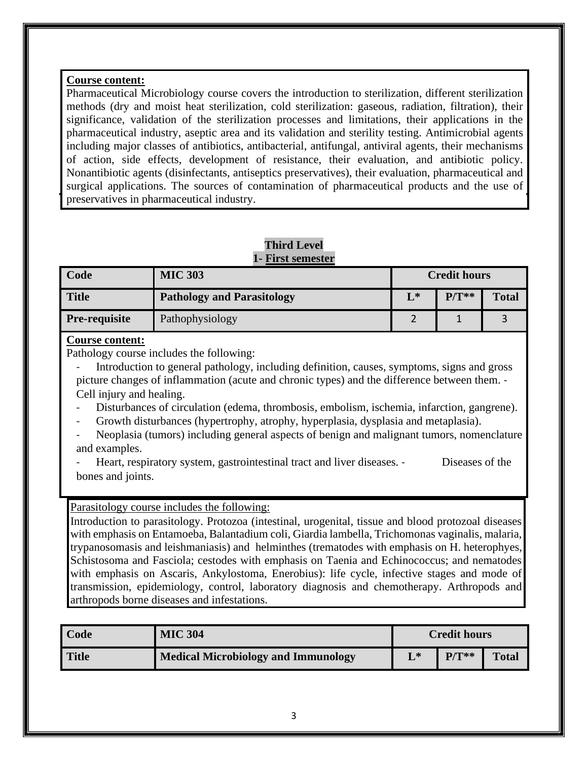**Course content:**

Pharmaceutical Microbiology course covers the introduction to sterilization, different sterilization methods (dry and moist heat sterilization, cold sterilization: gaseous, radiation, filtration), their significance, validation of the sterilization processes and limitations, their applications in the pharmaceutical industry, aseptic area and its validation and sterility testing. Antimicrobial agents including major classes of antibiotics, antibacterial, antifungal, antiviral agents, their mechanisms of action, side effects, development of resistance, their evaluation, and antibiotic policy. Nonantibiotic agents (disinfectants, antiseptics preservatives), their evaluation, pharmaceutical and surgical applications. The sources of contamination of pharmaceutical products and the use of preservatives in pharmaceutical industry.

**Third Level**

**1- First semester**

| Code | MIC 303 | Credit hours | | |
|---|---|---|---|---|
| **Title** | **Pathology and Parasitology** | **L*** | **P/T**** | **Total** |
| **Pre-requisite** | Pathophysiology | 2 | 1 | 3 |

**Course content:**

Pathology course includes the following:

- Introduction to general pathology, including definition, causes, symptoms, signs and gross picture changes of inflammation (acute and chronic types) and the difference between them.
- Cell injury and healing.
- Disturbances of circulation (edema, thrombosis, embolism, ischemia, infarction, gangrene).
- Growth disturbances (hypertrophy, atrophy, hyperplasia, dysplasia and metaplasia).
- Neoplasia (tumors) including general aspects of benign and malignant tumors, nomenclature and examples.
- Heart, respiratory system, gastrointestinal tract and liver diseases.
- Diseases of the bones and joints.

Parasitology course includes the following:

Introduction to parasitology. Protozoa (intestinal, urogenital, tissue and blood protozoal diseases with emphasis on Entamoeba, Balantadium coli, Giardia lambella, Trichomonas vaginalis, malaria, trypanosomasis and leishmaniasis) and helminthes (trematodes with emphasis on H. heterophyes, Schistosoma and Fasciola; cestodes with emphasis on Taenia and Echinococcus; and nematodes with emphasis on Ascaris, Ankylostoma, Enerobius): life cycle, infective stages and mode of transmission, epidemiology, control, laboratory diagnosis and chemotherapy. Arthropods and arthropods borne diseases and infestations.

| Code | MIC 304 | Credit hours | | |
|---|---|---|---|---|
| **Title** | **Medical Microbiology and Immunology** | **L*** | **P/T**** | **Total** |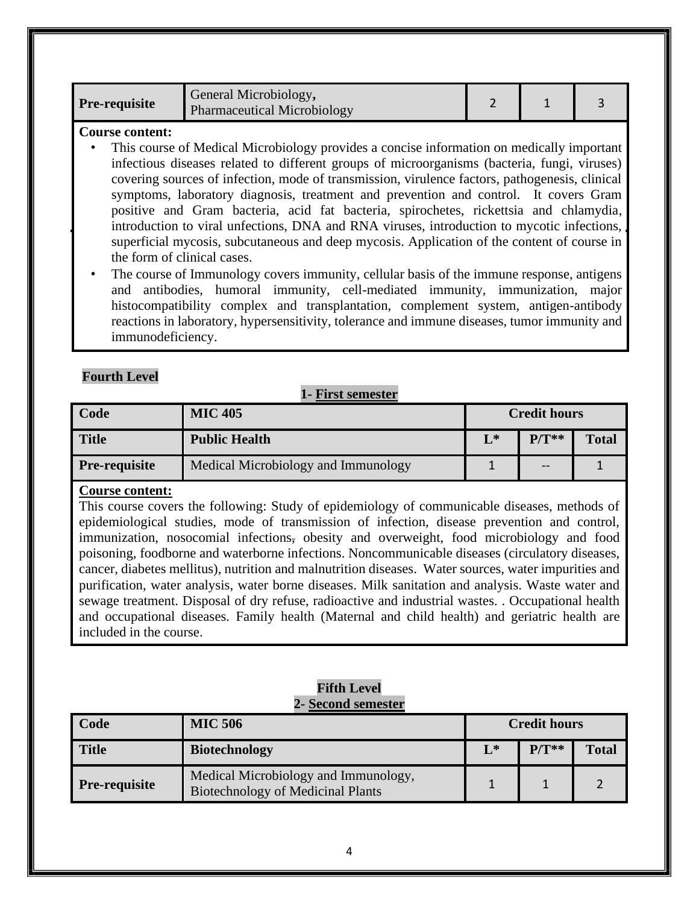| Pre-requisite | General Microbiology, Pharmaceutical Microbiology | 2 | 1 | 3 |
|---|---|---|---|---|

**Course content:**

- This course of Medical Microbiology provides a concise information on medically important infectious diseases related to different groups of microorganisms (bacteria, fungi, viruses) covering sources of infection, mode of transmission, virulence factors, pathogenesis, clinical symptoms, laboratory diagnosis, treatment and prevention and control. It covers Gram positive and Gram bacteria, acid fat bacteria, spirochetes, rickettsia and chlamydia, introduction to viral unfections, DNA and RNA viruses, introduction to mycotic infections, superficial mycosis, subcutaneous and deep mycosis. Application of the content of course in the form of clinical cases.
- The course of Immunology covers immunity, cellular basis of the immune response, antigens and antibodies, humoral immunity, cell-mediated immunity, immunization, major histocompatibility complex and transplantation, complement system, antigen-antibody reactions in laboratory, hypersensitivity, tolerance and immune diseases, tumor immunity and immunodeficiency.

**Fourth Level**

**1- First semester**

| Code | MIC 405 | Credit hours | | |
|---|---|---|---|---|
| **Title** | **Public Health** | **L*** | **P/T**** | **Total** |
| **Pre-requisite** | Medical Microbiology and Immunology | 1 | -- | 1 |

**Course content:**

This course covers the following: Study of epidemiology of communicable diseases, methods of epidemiological studies, mode of transmission of infection, disease prevention and control, immunization, nosocomial infections, obesity and overweight, food microbiology and food poisoning, foodborne and waterborne infections. Noncommunicable diseases (circulatory diseases, cancer, diabetes mellitus), nutrition and malnutrition diseases. Water sources, water impurities and purification, water analysis, water borne diseases. Milk sanitation and analysis. Waste water and sewage treatment. Disposal of dry refuse, radioactive and industrial wastes. . Occupational health and occupational diseases. Family health (Maternal and child health) and geriatric health are included in the course.

**Fifth Level**

**2- Second semester**

| Code | MIC 506 | Credit hours | | |
|---|---|---|---|---|
| **Title** | **Biotechnology** | **L*** | **P/T**** | **Total** |
| **Pre-requisite** | Medical Microbiology and Immunology, Biotechnology of Medicinal Plants | 1 | 1 | 2 |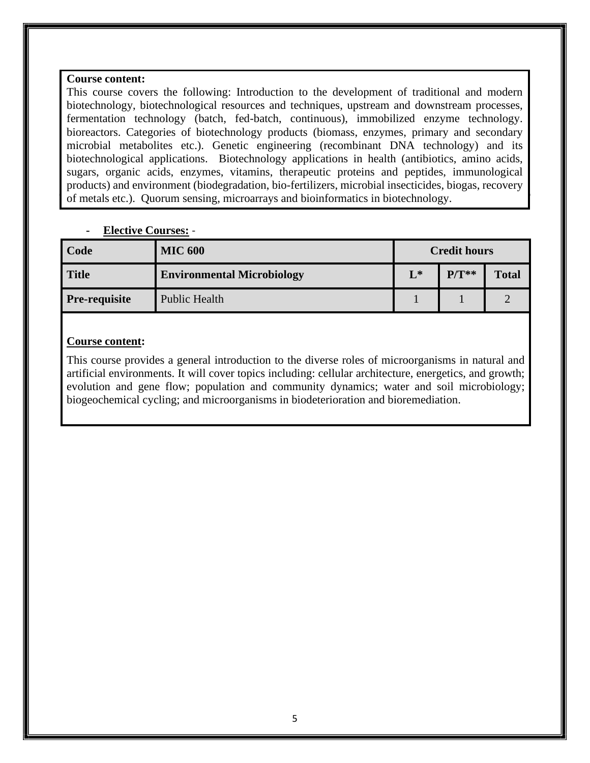**Course content:**

This course covers the following: Introduction to the development of traditional and modern biotechnology, biotechnological resources and techniques, upstream and downstream processes, fermentation technology (batch, fed-batch, continuous), immobilized enzyme technology. bioreactors. Categories of biotechnology products (biomass, enzymes, primary and secondary microbial metabolites etc.). Genetic engineering (recombinant DNA technology) and its biotechnological applications. Biotechnology applications in health (antibiotics, amino acids, sugars, organic acids, enzymes, vitamins, therapeutic proteins and peptides, immunological products) and environment (biodegradation, bio-fertilizers, microbial insecticides, biogas, recovery of metals etc.). Quorum sensing, microarrays and bioinformatics in biotechnology.

- **Elective Courses:** -

| Code | MIC 600 | Credit hours | | |
|---|---|---|---|---|
| **Title** | **Environmental Microbiology** | **L*** | **P/T**** | **Total** |
| **Pre-requisite** | Public Health | 1 | 1 | 2 |

**Course content:**

This course provides a general introduction to the diverse roles of microorganisms in natural and artificial environments. It will cover topics including: cellular architecture, energetics, and growth; evolution and gene flow; population and community dynamics; water and soil microbiology; biogeochemical cycling; and microorganisms in biodeterioration and bioremediation.